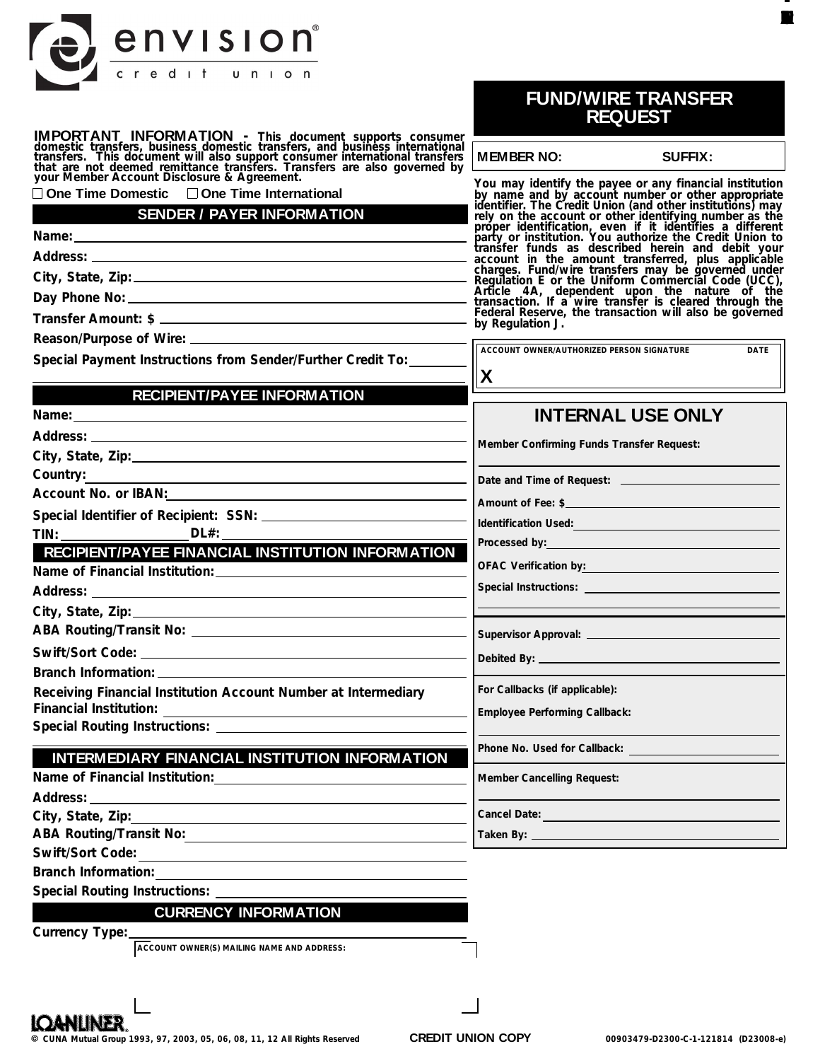envision credit union

# FUND/WIRE TRANSFER REQUEST

**IMPORTANT INFORMATION -** This document supports consumer domestic transfers, business domestic transfers, and business international transfers. This document will also support consumer international transfers that are not deemed remittance transfers. Transfers are also governed by your Member Account Disclosure & Agreement.

☐ One Time Domestic ☐ One Time International

## SENDER / PAYER INFORMATION

Name: ______________________

Address: ______________________

City, State, Zip: ______________________

Day Phone No: ______________________

Transfer Amount: $ ______________________

Reason/Purpose of Wire: ______________________

Special Payment Instructions from Sender/Further Credit To: ______________________

## RECIPIENT/PAYEE INFORMATION

Name: ______________________

Address: ______________________

City, State, Zip: ______________________

Country: ______________________

Account No. or IBAN: ______________________

Special Identifier of Recipient: SSN: ______________________

TIN: ____________ DL#: ____________

## RECIPIENT/PAYEE FINANCIAL INSTITUTION INFORMATION

Name of Financial Institution: ______________________

Address: ______________________

City, State, Zip: ______________________

ABA Routing/Transit No: ______________________

Swift/Sort Code: ______________________

Branch Information: ______________________

Receiving Financial Institution Account Number at Intermediary Financial Institution: ______________________

Special Routing Instructions: ______________________

## INTERMEDIARY FINANCIAL INSTITUTION INFORMATION

Name of Financial Institution: ______________________

Address: ______________________

City, State, Zip: ______________________

ABA Routing/Transit No: ______________________

Swift/Sort Code: ______________________

Branch Information: ______________________

Special Routing Instructions: ______________________

## CURRENCY INFORMATION

Currency Type: ______________________

ACCOUNT OWNER(S) MAILING NAME AND ADDRESS:

MEMBER NO: ____________ SUFFIX: ____________

You may identify the payee or any financial institution by name and by account number or other appropriate identifier. The Credit Union (and other institutions) may rely on the account or other identifying number as the proper identification, even if it identifies a different party or institution. You authorize the Credit Union to transfer funds as described herein and debit your account in the amount transferred, plus applicable charges. Fund/wire transfers may be governed under Regulation E or the Uniform Commercial Code (UCC), Article 4A, dependent upon the nature of the transaction. If a wire transfer is cleared through the Federal Reserve, the transaction will also be governed by Regulation J.

ACCOUNT OWNER/AUTHORIZED PERSON SIGNATURE DATE

X ______________________

## INTERNAL USE ONLY

Member Confirming Funds Transfer Request: ______________________

Date and Time of Request: ______________________

Amount of Fee: $ ______________________

Identification Used: ______________________

Processed by: ______________________

OFAC Verification by: ______________________

Special Instructions: ______________________

Supervisor Approval: ______________________

Debited By: ______________________

For Callbacks (if applicable):

Employee Performing Callback: ______________________

Phone No. Used for Callback: ______________________

Member Cancelling Request: ______________________

Cancel Date: ______________________

Taken By: ______________________

LOANLINER®

© CUNA Mutual Group 1993, 97, 2003, 05, 06, 08, 11, 12 All Rights Reserved

CREDIT UNION COPY

00903479-D2300-C-1-121814 (D23008-e)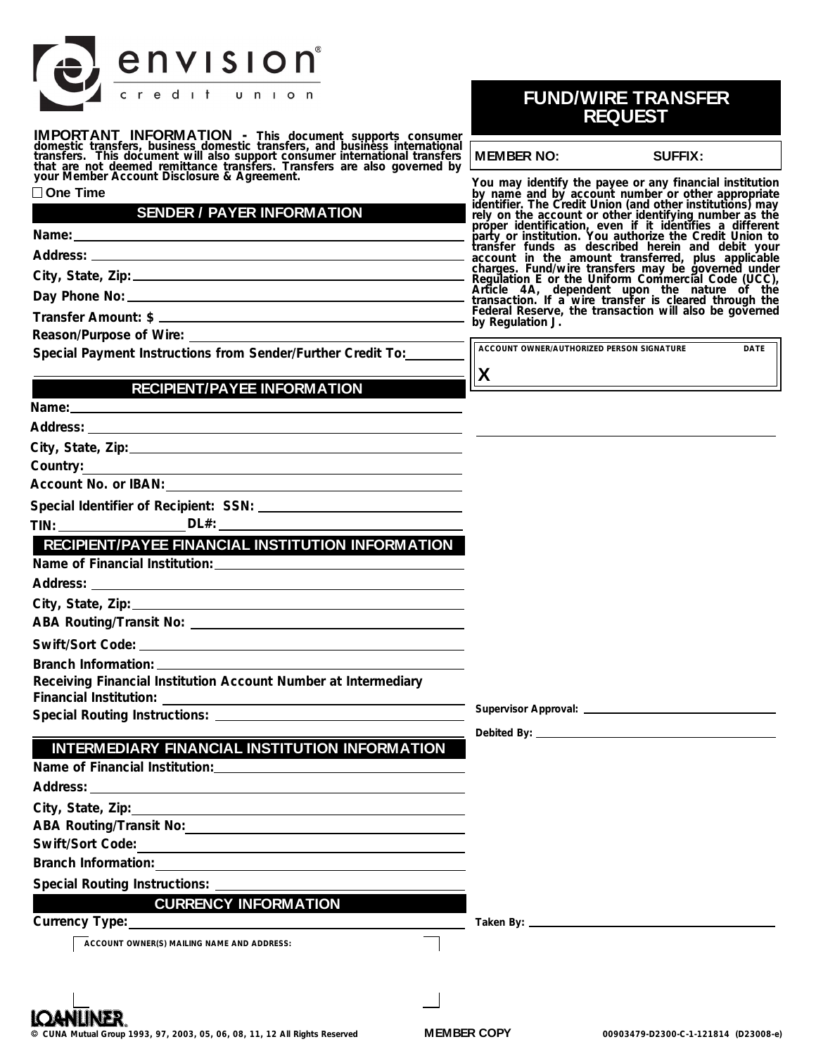envision credit union

# FUND/WIRE TRANSFER REQUEST

**MEMBER NO:** **SUFFIX:**

**IMPORTANT INFORMATION -** **This document supports consumer domestic transfers, business domestic transfers, and business international transfers. This document will also support consumer international transfers that are not deemed remittance transfers. Transfers are also governed by your Member Account Disclosure & Agreement.**

☐ **One Time**

## SENDER / PAYER INFORMATION

**Name:**

**Address:**

**City, State, Zip:**

**Day Phone No:**

**Transfer Amount: $**

**Reason/Purpose of Wire:**

**Special Payment Instructions from Sender/Further Credit To:**

## RECIPIENT/PAYEE INFORMATION

**Name:**

**Address:**

**City, State, Zip:**

**Country:**

**Account No. or IBAN:**

**Special Identifier of Recipient: SSN:**

**TIN:** **DL#:**

## RECIPIENT/PAYEE FINANCIAL INSTITUTION INFORMATION

**Name of Financial Institution:**

**Address:**

**City, State, Zip:**

**ABA Routing/Transit No:**

**Swift/Sort Code:**

**Branch Information:**

**Receiving Financial Institution Account Number at Intermediary Financial Institution:**

**Special Routing Instructions:**

## INTERMEDIARY FINANCIAL INSTITUTION INFORMATION

**Name of Financial Institution:**

**Address:**

**City, State, Zip:**

**ABA Routing/Transit No:**

**Swift/Sort Code:**

**Branch Information:**

**Special Routing Instructions:**

## CURRENCY INFORMATION

**Currency Type:**

**ACCOUNT OWNER(S) MAILING NAME AND ADDRESS:**

**You may identify the payee or any financial institution by name and by account number or other appropriate identifier. The Credit Union (and other institutions) may rely on the account or other identifying number as the proper identification, even if it identifies a different party or institution. You authorize the Credit Union to transfer funds as described herein and debit your account in the amount transferred, plus applicable charges. Fund/wire transfers may be governed under Regulation E or the Uniform Commercial Code (UCC), Article 4A, dependent upon the nature of the transaction. If a wire transfer is cleared through the Federal Reserve, the transaction will also be governed by Regulation J.**

**ACCOUNT OWNER/AUTHORIZED PERSON SIGNATURE** **DATE**

**X**

**Supervisor Approval:**

**Debited By:**

**Taken By:**

LOANLINER

© CUNA Mutual Group 1993, 97, 2003, 05, 06, 08, 11, 12 All Rights Reserved

MEMBER COPY

00903479-D2300-C-1-121814 (D23008-e)